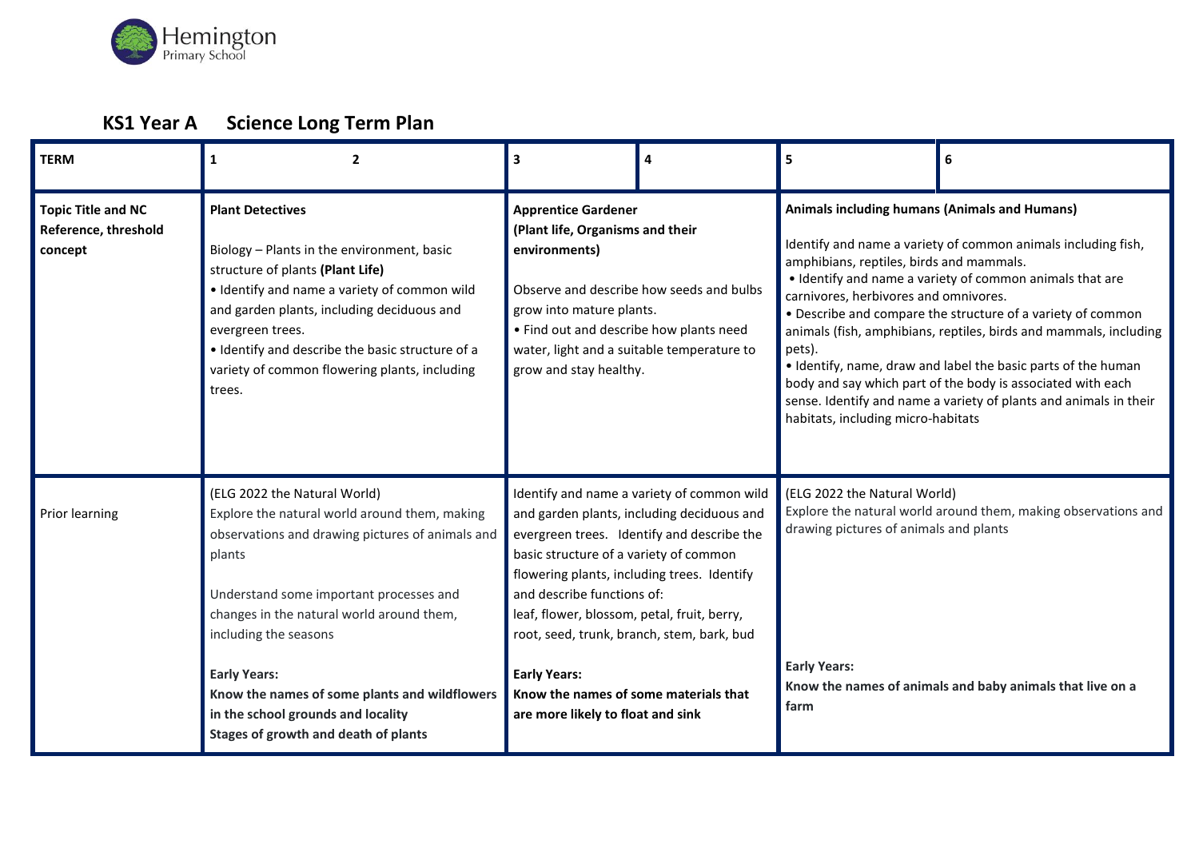Hemington Primary School

## KS1 Year A Science Long Term Plan

| TERM | 1 2 | 3 | 4 | 5 | 6 |
|---|---|---|---|---|---|
| **Topic Title and NC Reference, threshold concept** | **Plant Detectives**<br><br>Biology – Plants in the environment, basic structure of plants **(Plant Life)**<br>• Identify and name a variety of common wild and garden plants, including deciduous and evergreen trees.<br>• Identify and describe the basic structure of a variety of common flowering plants, including trees. | **Apprentice Gardener (Plant life, Organisms and their environments)**<br><br>Observe and describe how seeds and bulbs grow into mature plants.<br>• Find out and describe how plants need water, light and a suitable temperature to grow and stay healthy. | | **Animals including humans (Animals and Humans)**<br><br>Identify and name a variety of common animals including fish, amphibians, reptiles, birds and mammals.<br>• Identify and name a variety of common animals that are carnivores, herbivores and omnivores.<br>• Describe and compare the structure of a variety of common animals (fish, amphibians, reptiles, birds and mammals, including pets).<br>• Identify, name, draw and label the basic parts of the human body and say which part of the body is associated with each sense. Identify and name a variety of plants and animals in their habitats, including micro-habitats | |
| Prior learning | (ELG 2022 the Natural World)<br>Explore the natural world around them, making observations and drawing pictures of animals and plants<br><br>Understand some important processes and changes in the natural world around them, including the seasons<br><br>**Early Years:**<br>**Know the names of some plants and wildflowers in the school grounds and locality**<br>**Stages of growth and death of plants** | Identify and name a variety of common wild and garden plants, including deciduous and evergreen trees. Identify and describe the basic structure of a variety of common flowering plants, including trees. Identify and describe functions of:<br>leaf, flower, blossom, petal, fruit, berry, root, seed, trunk, branch, stem, bark, bud<br><br>**Early Years:**<br>**Know the names of some materials that are more likely to float and sink** | | (ELG 2022 the Natural World)<br>Explore the natural world around them, making observations and drawing pictures of animals and plants<br><br>**Early Years:**<br>**Know the names of animals and baby animals that live on a farm** | |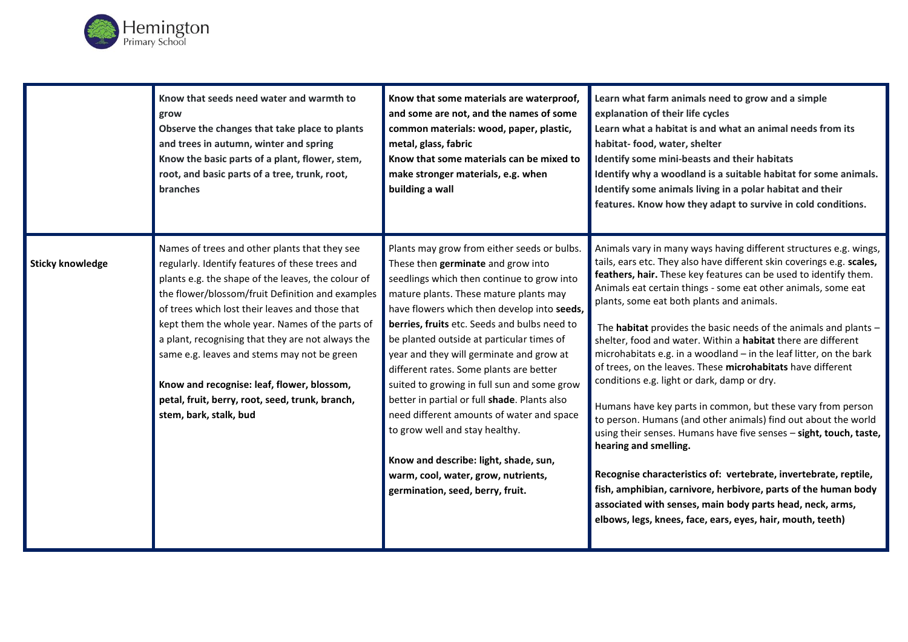| | **Know that seeds need water and warmth to grow**<br>**Observe the changes that take place to plants and trees in autumn, winter and spring**<br>**Know the basic parts of a plant, flower, stem, root, and basic parts of a tree, trunk, root, branches** | **Know that some materials are waterproof, and some are not, and the names of some common materials: wood, paper, plastic, metal, glass, fabric**<br>**Know that some materials can be mixed to make stronger materials, e.g. when building a wall** | **Learn what farm animals need to grow and a simple explanation of their life cycles**<br>**Learn what a habitat is and what an animal needs from its habitat- food, water, shelter**<br>**Identify some mini-beasts and their habitats**<br>**Identify why a woodland is a suitable habitat for some animals.**<br>**Identify some animals living in a polar habitat and their features. Know how they adapt to survive in cold conditions.** |
|---|---|---|---|
| **Sticky knowledge** | Names of trees and other plants that they see regularly. Identify features of these trees and plants e.g. the shape of the leaves, the colour of the flower/blossom/fruit Definition and examples of trees which lost their leaves and those that kept them the whole year. Names of the parts of a plant, recognising that they are not always the same e.g. leaves and stems may not be green<br><br>**Know and recognise: leaf, flower, blossom, petal, fruit, berry, root, seed, trunk, branch, stem, bark, stalk, bud** | Plants may grow from either seeds or bulbs. These then **germinate** and grow into seedlings which then continue to grow into mature plants. These mature plants may have flowers which then develop into **seeds, berries, fruits** etc. Seeds and bulbs need to be planted outside at particular times of year and they will germinate and grow at different rates. Some plants are better suited to growing in full sun and some grow better in partial or full **shade**. Plants also need different amounts of water and space to grow well and stay healthy.<br><br>**Know and describe: light, shade, sun, warm, cool, water, grow, nutrients, germination, seed, berry, fruit.** | Animals vary in many ways having different structures e.g. wings, tails, ears etc. They also have different skin coverings e.g. **scales, feathers, hair.** These key features can be used to identify them. Animals eat certain things - some eat other animals, some eat plants, some eat both plants and animals.<br><br>The **habitat** provides the basic needs of the animals and plants – shelter, food and water. Within a **habitat** there are different microhabitats e.g. in a woodland – in the leaf litter, on the bark of trees, on the leaves. These **microhabitats** have different conditions e.g. light or dark, damp or dry.<br><br>Humans have key parts in common, but these vary from person to person. Humans (and other animals) find out about the world using their senses. Humans have five senses – **sight, touch, taste, hearing and smelling.**<br><br>**Recognise characteristics of: vertebrate, invertebrate, reptile, fish, amphibian, carnivore, herbivore, parts of the human body associated with senses, main body parts head, neck, arms, elbows, legs, knees, face, ears, eyes, hair, mouth, teeth)** |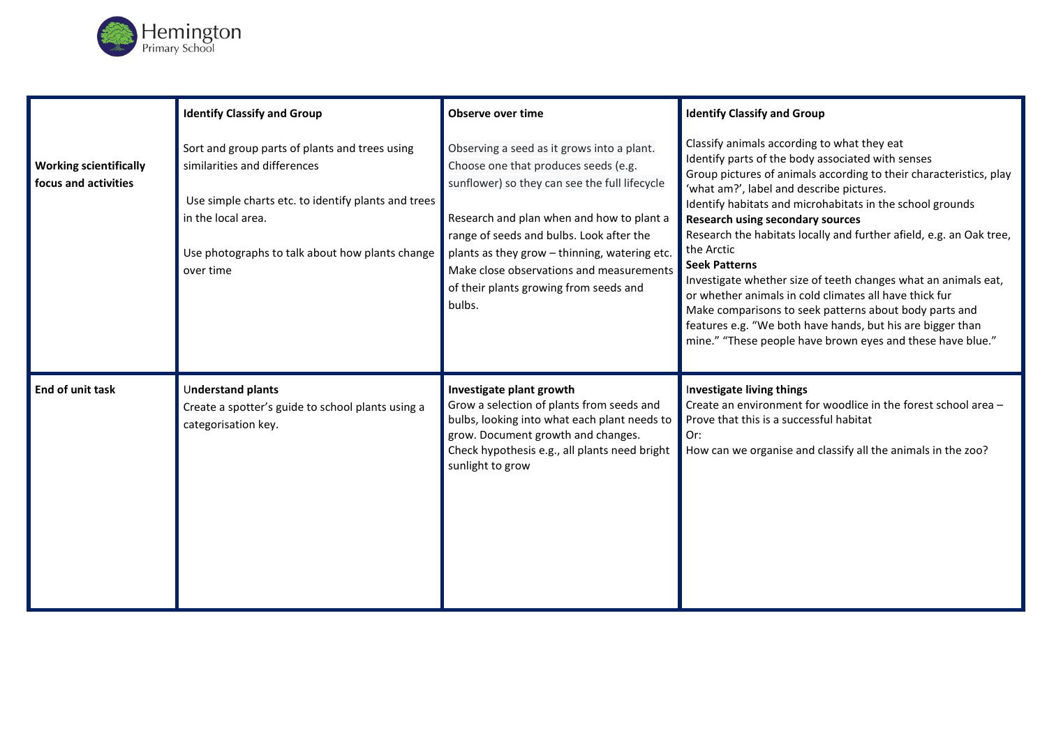| | | | |
|---|---|---|---|
| **Working scientifically focus and activities** | **Identify Classify and Group**<br><br>Sort and group parts of plants and trees using similarities and differences<br><br>Use simple charts etc. to identify plants and trees in the local area.<br><br>Use photographs to talk about how plants change over time | **Observe over time**<br><br>Observing a seed as it grows into a plant. Choose one that produces seeds (e.g. sunflower) so they can see the full lifecycle<br><br>Research and plan when and how to plant a range of seeds and bulbs. Look after the plants as they grow – thinning, watering etc. Make close observations and measurements of their plants growing from seeds and bulbs. | **Identify Classify and Group**<br><br>Classify animals according to what they eat<br>Identify parts of the body associated with senses<br>Group pictures of animals according to their characteristics, play 'what am?', label and describe pictures.<br>Identify habitats and microhabitats in the school grounds<br>**Research using secondary sources**<br>Research the habitats locally and further afield, e.g. an Oak tree, the Arctic<br>**Seek Patterns**<br>Investigate whether size of teeth changes what an animals eat, or whether animals in cold climates all have thick fur<br>Make comparisons to seek patterns about body parts and features e.g. "We both have hands, but his are bigger than mine." "These people have brown eyes and these have blue." |
| **End of unit task** | **Understand plants**<br>Create a spotter's guide to school plants using a categorisation key. | **Investigate plant growth**<br>Grow a selection of plants from seeds and bulbs, looking into what each plant needs to grow. Document growth and changes.<br>Check hypothesis e.g., all plants need bright sunlight to grow | **Investigate living things**<br>Create an environment for woodlice in the forest school area – Prove that this is a successful habitat<br>Or:<br>How can we organise and classify all the animals in the zoo? |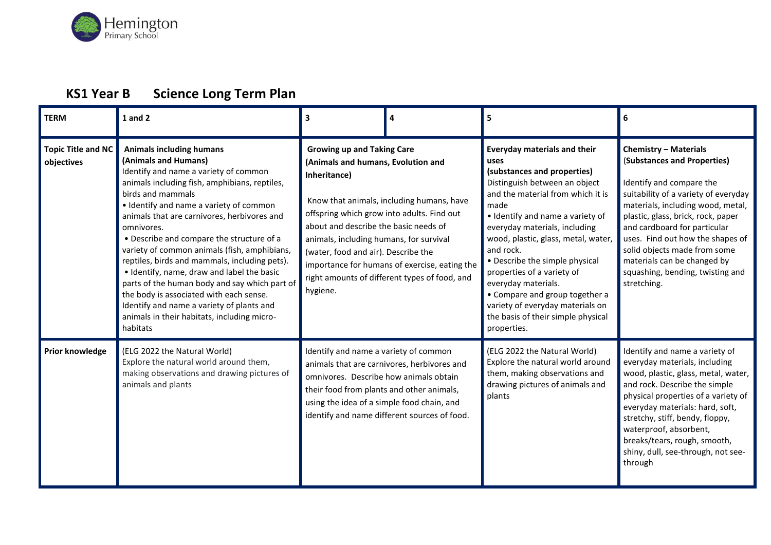Hemington Primary School

## KS1 Year B Science Long Term Plan

| TERM | 1 and 2 | 3 | 4 | 5 | 6 |
|---|---|---|---|---|---|
| **Topic Title and NC objectives** | **Animals including humans (Animals and Humans)** Identify and name a variety of common animals including fish, amphibians, reptiles, birds and mammals • Identify and name a variety of common animals that are carnivores, herbivores and omnivores. • Describe and compare the structure of a variety of common animals (fish, amphibians, reptiles, birds and mammals, including pets). • Identify, name, draw and label the basic parts of the human body and say which part of the body is associated with each sense. Identify and name a variety of plants and animals in their habitats, including micro-habitats | **Growing up and Taking Care (Animals and humans, Evolution and Inheritance)** Know that animals, including humans, have offspring which grow into adults. Find out about and describe the basic needs of animals, including humans, for survival (water, food and air). Describe the importance for humans of exercise, eating the right amounts of different types of food, and hygiene. | | **Everyday materials and their uses (substances and properties)** Distinguish between an object and the material from which it is made • Identify and name a variety of everyday materials, including wood, plastic, glass, metal, water, and rock. • Describe the simple physical properties of a variety of everyday materials. • Compare and group together a variety of everyday materials on the basis of their simple physical properties. | **Chemistry – Materials (Substances and Properties)** Identify and compare the suitability of a variety of everyday materials, including wood, metal, plastic, glass, brick, rock, paper and cardboard for particular uses. Find out how the shapes of solid objects made from some materials can be changed by squashing, bending, twisting and stretching. |
| **Prior knowledge** | (ELG 2022 the Natural World) Explore the natural world around them, making observations and drawing pictures of animals and plants | Identify and name a variety of common animals that are carnivores, herbivores and omnivores. Describe how animals obtain their food from plants and other animals, using the idea of a simple food chain, and identify and name different sources of food. | | (ELG 2022 the Natural World) Explore the natural world around them, making observations and drawing pictures of animals and plants | Identify and name a variety of everyday materials, including wood, plastic, glass, metal, water, and rock. Describe the simple physical properties of a variety of everyday materials: hard, soft, stretchy, stiff, bendy, floppy, waterproof, absorbent, breaks/tears, rough, smooth, shiny, dull, see-through, not see-through |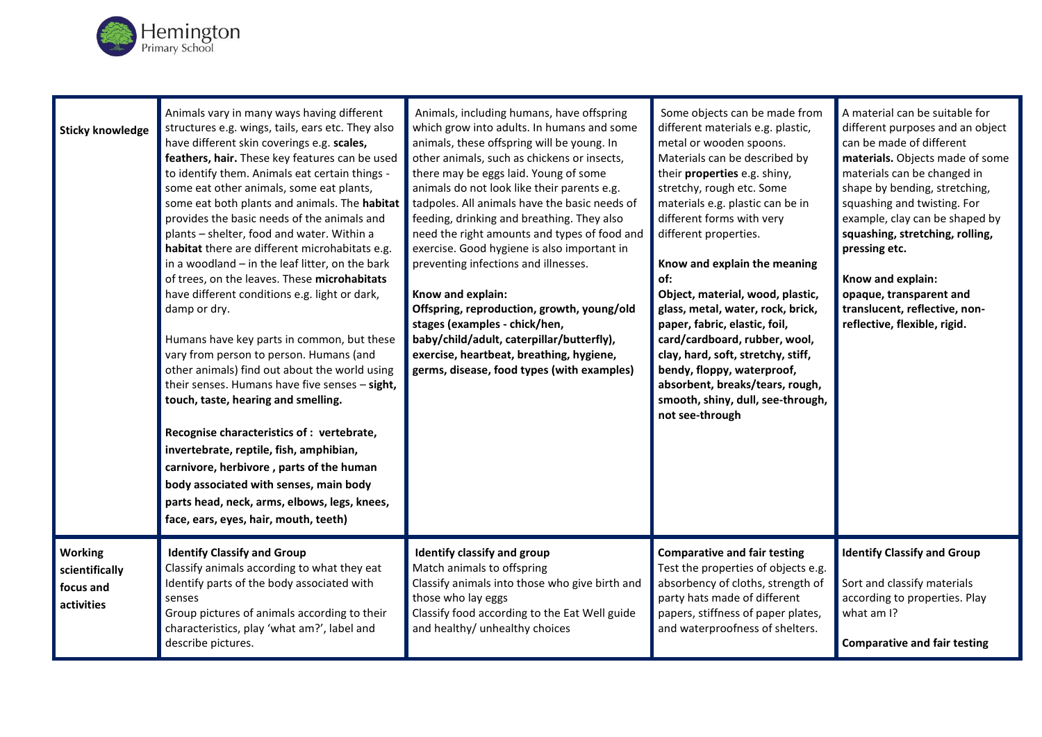| **Sticky knowledge** | Animals vary in many ways having different structures e.g. wings, tails, ears etc. They also have different skin coverings e.g. **scales, feathers, hair.** These key features can be used to identify them. Animals eat certain things - some eat other animals, some eat plants, some eat both plants and animals. The **habitat** provides the basic needs of the animals and plants – shelter, food and water. Within a **habitat** there are different microhabitats e.g. in a woodland – in the leaf litter, on the bark of trees, on the leaves. These **microhabitats** have different conditions e.g. light or dark, damp or dry.<br><br>Humans have key parts in common, but these vary from person to person. Humans (and other animals) find out about the world using their senses. Humans have five senses – **sight, touch, taste, hearing and smelling.**<br><br>**Recognise characteristics of : vertebrate, invertebrate, reptile, fish, amphibian, carnivore, herbivore , parts of the human body associated with senses, main body parts head, neck, arms, elbows, legs, knees, face, ears, eyes, hair, mouth, teeth)** | Animals, including humans, have offspring which grow into adults. In humans and some animals, these offspring will be young. In other animals, such as chickens or insects, there may be eggs laid. Young of some animals do not look like their parents e.g. tadpoles. All animals have the basic needs of feeding, drinking and breathing. They also need the right amounts and types of food and exercise. Good hygiene is also important in preventing infections and illnesses.<br><br>**Know and explain:**<br>**Offspring, reproduction, growth, young/old stages (examples - chick/hen, baby/child/adult, caterpillar/butterfly), exercise, heartbeat, breathing, hygiene, germs, disease, food types (with examples)** | Some objects can be made from different materials e.g. plastic, metal or wooden spoons. Materials can be described by their **properties** e.g. shiny, stretchy, rough etc. Some materials e.g. plastic can be in different forms with very different properties.<br><br>**Know and explain the meaning of:**<br>**Object, material, wood, plastic, glass, metal, water, rock, brick, paper, fabric, elastic, foil, card/cardboard, rubber, wool, clay, hard, soft, stretchy, stiff, bendy, floppy, waterproof, absorbent, breaks/tears, rough, smooth, shiny, dull, see-through, not see-through** | A material can be suitable for different purposes and an object can be made of different **materials.** Objects made of some materials can be changed in shape by bending, stretching, squashing and twisting. For example, clay can be shaped by **squashing, stretching, rolling, pressing etc.**<br><br>**Know and explain:**<br>**opaque, transparent and translucent, reflective, non-reflective, flexible, rigid.** |
|---|---|---|---|---|
| **Working scientifically focus and activities** | **Identify Classify and Group**<br>Classify animals according to what they eat<br>Identify parts of the body associated with senses<br>Group pictures of animals according to their characteristics, play 'what am?', label and describe pictures. | **Identify classify and group**<br>Match animals to offspring<br>Classify animals into those who give birth and those who lay eggs<br>Classify food according to the Eat Well guide and healthy/ unhealthy choices | **Comparative and fair testing**<br>Test the properties of objects e.g. absorbency of cloths, strength of party hats made of different papers, stiffness of paper plates, and waterproofness of shelters. | **Identify Classify and Group**<br><br>Sort and classify materials according to properties. Play what am I?<br><br>**Comparative and fair testing** |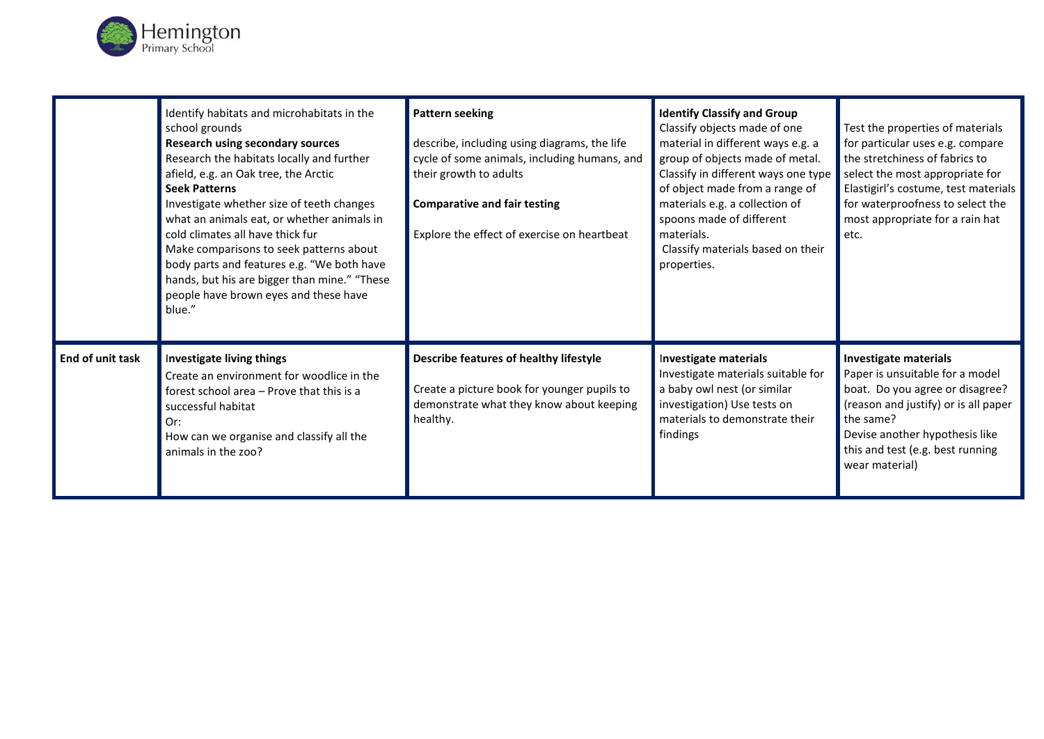| | | | | |
|---|---|---|---|---|
| | Identify habitats and microhabitats in the school grounds<br>**Research using secondary sources**<br>Research the habitats locally and further afield, e.g. an Oak tree, the Arctic<br>**Seek Patterns**<br>Investigate whether size of teeth changes what an animals eat, or whether animals in cold climates all have thick fur<br>Make comparisons to seek patterns about body parts and features e.g. "We both have hands, but his are bigger than mine." "These people have brown eyes and these have blue." | **Pattern seeking**<br><br>describe, including using diagrams, the life cycle of some animals, including humans, and their growth to adults<br><br>**Comparative and fair testing**<br><br>Explore the effect of exercise on heartbeat | **Identify Classify and Group**<br>Classify objects made of one material in different ways e.g. a group of objects made of metal.<br>Classify in different ways one type of object made from a range of materials e.g. a collection of spoons made of different materials.<br>Classify materials based on their properties. | Test the properties of materials for particular uses e.g. compare the stretchiness of fabrics to select the most appropriate for Elastigirl's costume, test materials for waterproofness to select the most appropriate for a rain hat etc. |
| **End of unit task** | **Investigate living things**<br>Create an environment for woodlice in the forest school area – Prove that this is a successful habitat<br>Or:<br>How can we organise and classify all the animals in the zoo? | **Describe features of healthy lifestyle**<br><br>Create a picture book for younger pupils to demonstrate what they know about keeping healthy. | **Investigate materials**<br>Investigate materials suitable for a baby owl nest (or similar investigation) Use tests on materials to demonstrate their findings | **Investigate materials**<br>Paper is unsuitable for a model boat. Do you agree or disagree? (reason and justify) or is all paper the same?<br>Devise another hypothesis like this and test (e.g. best running wear material) |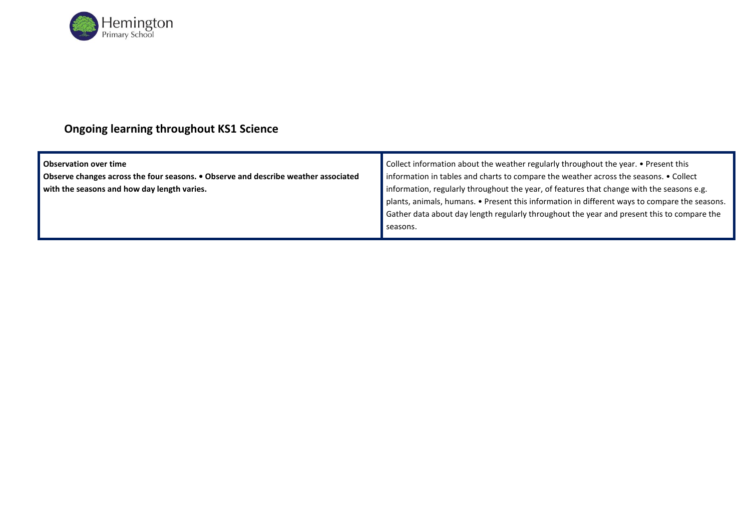Hemington Primary School

## Ongoing learning throughout KS1 Science

| **Observation over time**<br>**Observe changes across the four seasons. • Observe and describe weather associated with the seasons and how day length varies.** | Collect information about the weather regularly throughout the year. • Present this information in tables and charts to compare the weather across the seasons. • Collect information, regularly throughout the year, of features that change with the seasons e.g. plants, animals, humans. • Present this information in different ways to compare the seasons. Gather data about day length regularly throughout the year and present this to compare the seasons. |
|---|---|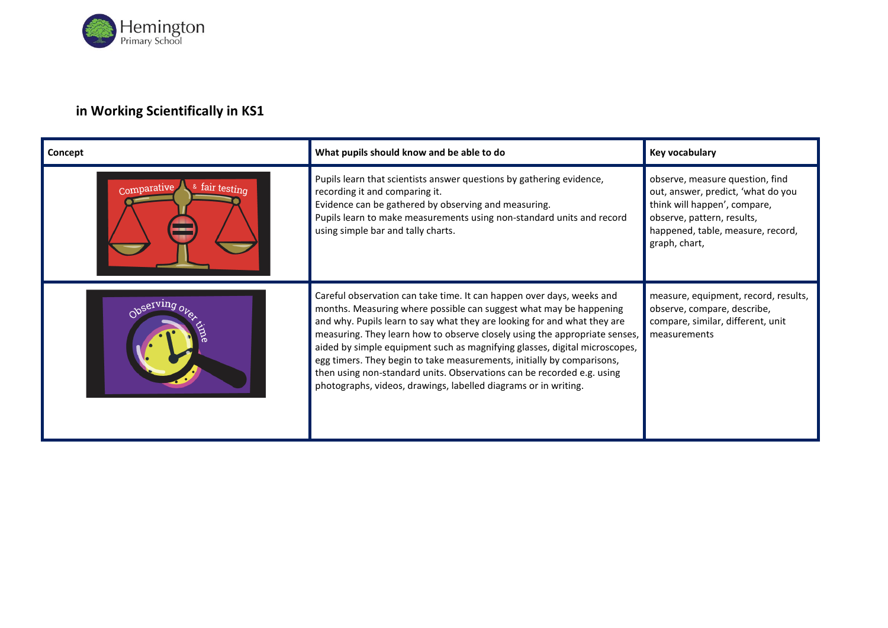## in Working Scientifically in KS1

| Concept | What pupils should know and be able to do | Key vocabulary |
|---|---|---|
| Comparative & fair testing | Pupils learn that scientists answer questions by gathering evidence, recording it and comparing it. Evidence can be gathered by observing and measuring. Pupils learn to make measurements using non-standard units and record using simple bar and tally charts. | observe, measure question, find out, answer, predict, 'what do you think will happen', compare, observe, pattern, results, happened, table, measure, record, graph, chart, |
| Observing over time | Careful observation can take time. It can happen over days, weeks and months. Measuring where possible can suggest what may be happening and why. Pupils learn to say what they are looking for and what they are measuring. They learn how to observe closely using the appropriate senses, aided by simple equipment such as magnifying glasses, digital microscopes, egg timers. They begin to take measurements, initially by comparisons, then using non-standard units. Observations can be recorded e.g. using photographs, videos, drawings, labelled diagrams or in writing. | measure, equipment, record, results, observe, compare, describe, compare, similar, different, unit measurements |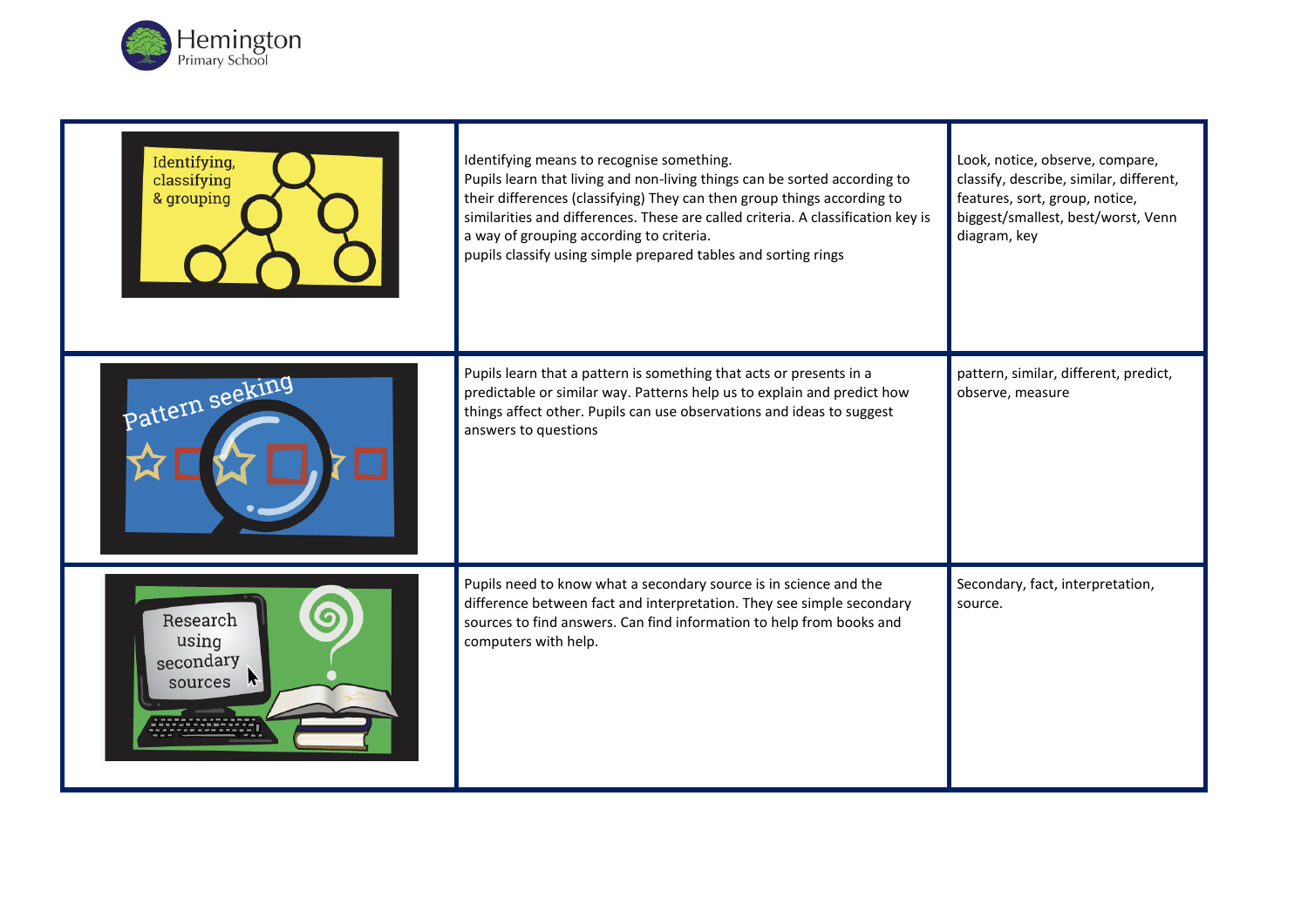| | | |
|---|---|---|
| Identifying, classifying & grouping | Identifying means to recognise something.<br>Pupils learn that living and non-living things can be sorted according to their differences (classifying) They can then group things according to similarities and differences. These are called criteria. A classification key is a way of grouping according to criteria.<br>pupils classify using simple prepared tables and sorting rings | Look, notice, observe, compare, classify, describe, similar, different, features, sort, group, notice, biggest/smallest, best/worst, Venn diagram, key |
| Pattern seeking | Pupils learn that a pattern is something that acts or presents in a predictable or similar way. Patterns help us to explain and predict how things affect other. Pupils can use observations and ideas to suggest answers to questions | pattern, similar, different, predict, observe, measure |
| Research using secondary sources | Pupils need to know what a secondary source is in science and the difference between fact and interpretation. They see simple secondary sources to find answers. Can find information to help from books and computers with help. | Secondary, fact, interpretation, source. |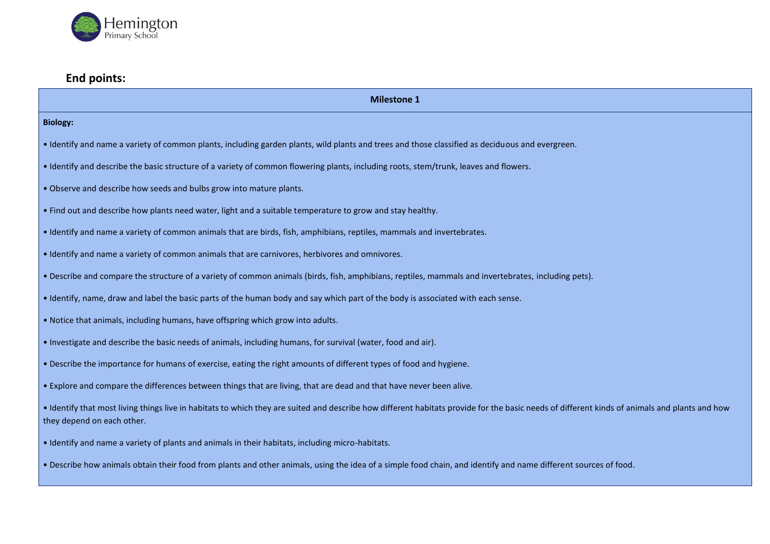## End points:

### Milestone 1

**Biology:**

- Identify and name a variety of common plants, including garden plants, wild plants and trees and those classified as deciduous and evergreen.
- Identify and describe the basic structure of a variety of common flowering plants, including roots, stem/trunk, leaves and flowers.
- Observe and describe how seeds and bulbs grow into mature plants.
- Find out and describe how plants need water, light and a suitable temperature to grow and stay healthy.
- Identify and name a variety of common animals that are birds, fish, amphibians, reptiles, mammals and invertebrates.
- Identify and name a variety of common animals that are carnivores, herbivores and omnivores.
- Describe and compare the structure of a variety of common animals (birds, fish, amphibians, reptiles, mammals and invertebrates, including pets).
- Identify, name, draw and label the basic parts of the human body and say which part of the body is associated with each sense.
- Notice that animals, including humans, have offspring which grow into adults.
- Investigate and describe the basic needs of animals, including humans, for survival (water, food and air).
- Describe the importance for humans of exercise, eating the right amounts of different types of food and hygiene.
- Explore and compare the differences between things that are living, that are dead and that have never been alive.
- Identify that most living things live in habitats to which they are suited and describe how different habitats provide for the basic needs of different kinds of animals and plants and how they depend on each other.
- Identify and name a variety of plants and animals in their habitats, including micro-habitats.
- Describe how animals obtain their food from plants and other animals, using the idea of a simple food chain, and identify and name different sources of food.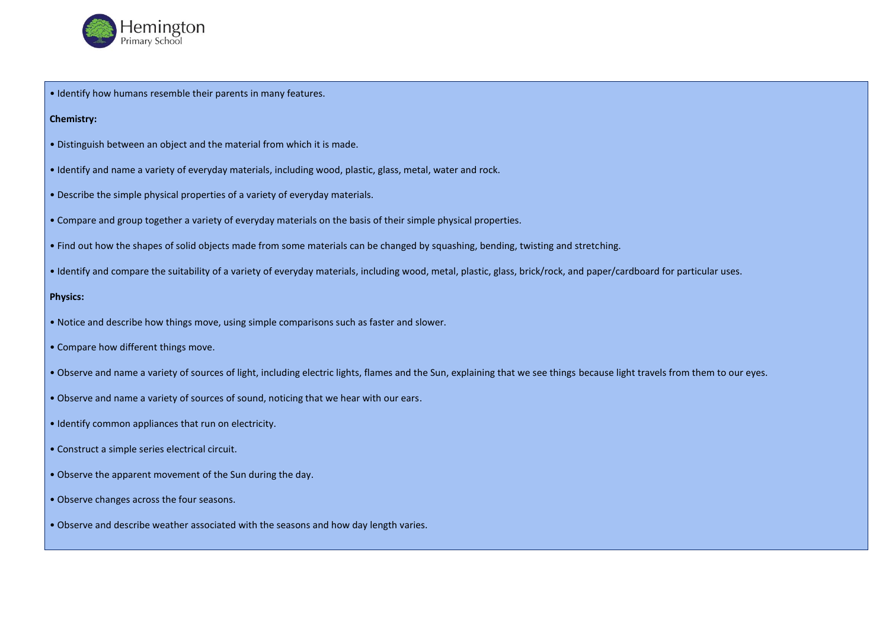• Identify how humans resemble their parents in many features.

**Chemistry:**

• Distinguish between an object and the material from which it is made.

• Identify and name a variety of everyday materials, including wood, plastic, glass, metal, water and rock.

• Describe the simple physical properties of a variety of everyday materials.

• Compare and group together a variety of everyday materials on the basis of their simple physical properties.

• Find out how the shapes of solid objects made from some materials can be changed by squashing, bending, twisting and stretching.

• Identify and compare the suitability of a variety of everyday materials, including wood, metal, plastic, glass, brick/rock, and paper/cardboard for particular uses.

**Physics:**

• Notice and describe how things move, using simple comparisons such as faster and slower.

• Compare how different things move.

• Observe and name a variety of sources of light, including electric lights, flames and the Sun, explaining that we see things because light travels from them to our eyes.

• Observe and name a variety of sources of sound, noticing that we hear with our ears.

• Identify common appliances that run on electricity.

• Construct a simple series electrical circuit.

• Observe the apparent movement of the Sun during the day.

• Observe changes across the four seasons.

• Observe and describe weather associated with the seasons and how day length varies.